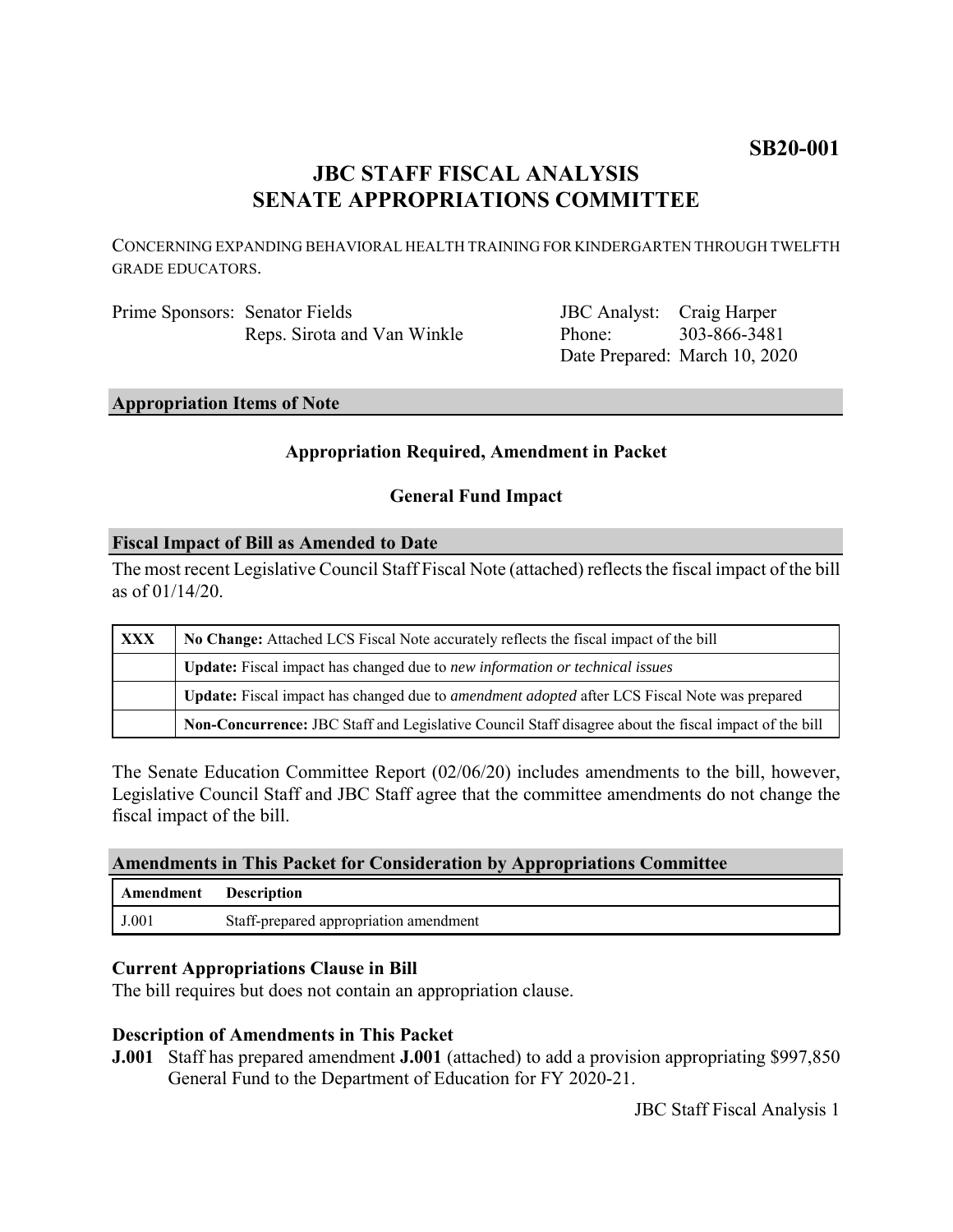**SB20-001**

# JBC STAFF FISCAL ANALYSIS
# SENATE APPROPRIATIONS COMMITTEE

CONCERNING EXPANDING BEHAVIORAL HEALTH TRAINING FOR KINDERGARTEN THROUGH TWELFTH GRADE EDUCATORS.

| | | | |
|---|---|---|---|
| Prime Sponsors: | Senator Fields | JBC Analyst: | Craig Harper |
| | Reps. Sirota and Van Winkle | Phone: | 303-866-3481 |
| | | Date Prepared: | March 10, 2020 |

## Appropriation Items of Note

**Appropriation Required, Amendment in Packet**

**General Fund Impact**

## Fiscal Impact of Bill as Amended to Date

The most recent Legislative Council Staff Fiscal Note (attached) reflects the fiscal impact of the bill as of 01/14/20.

| | |
|---|---|
| XXX | **No Change:** Attached LCS Fiscal Note accurately reflects the fiscal impact of the bill |
| | **Update:** Fiscal impact has changed due to *new information or technical issues* |
| | **Update:** Fiscal impact has changed due to *amendment adopted* after LCS Fiscal Note was prepared |
| | **Non-Concurrence:** JBC Staff and Legislative Council Staff disagree about the fiscal impact of the bill |

The Senate Education Committee Report (02/06/20) includes amendments to the bill, however, Legislative Council Staff and JBC Staff agree that the committee amendments do not change the fiscal impact of the bill.

## Amendments in This Packet for Consideration by Appropriations Committee

| Amendment | Description |
|---|---|
| J.001 | Staff-prepared appropriation amendment |

### Current Appropriations Clause in Bill

The bill requires but does not contain an appropriation clause.

### Description of Amendments in This Packet

**J.001** Staff has prepared amendment **J.001** (attached) to add a provision appropriating $997,850 General Fund to the Department of Education for FY 2020-21.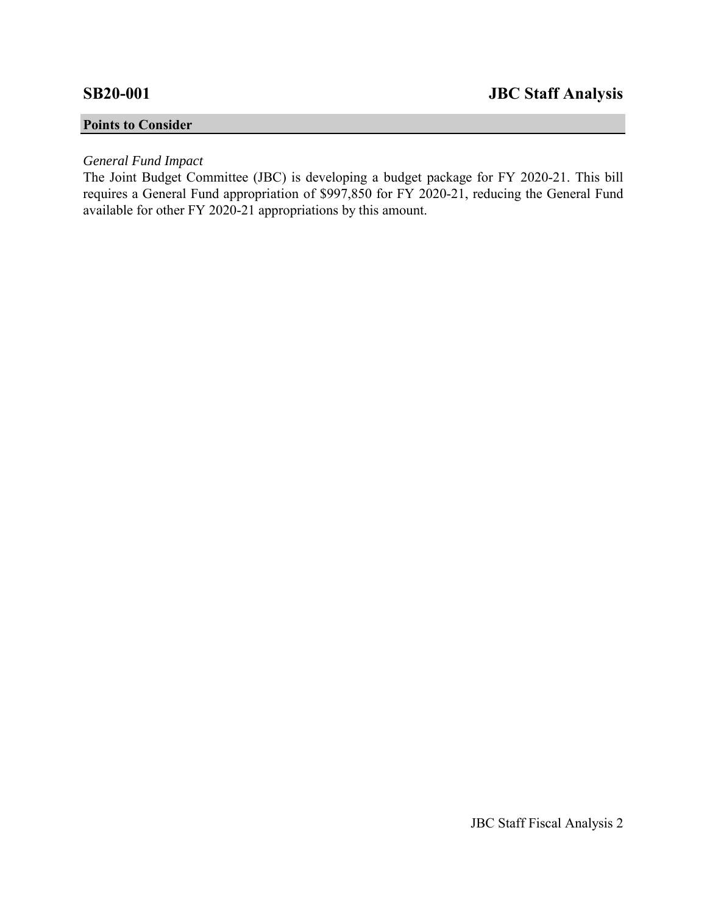## Points to Consider

*General Fund Impact*

The Joint Budget Committee (JBC) is developing a budget package for FY 2020-21. This bill requires a General Fund appropriation of $997,850 for FY 2020-21, reducing the General Fund available for other FY 2020-21 appropriations by this amount.